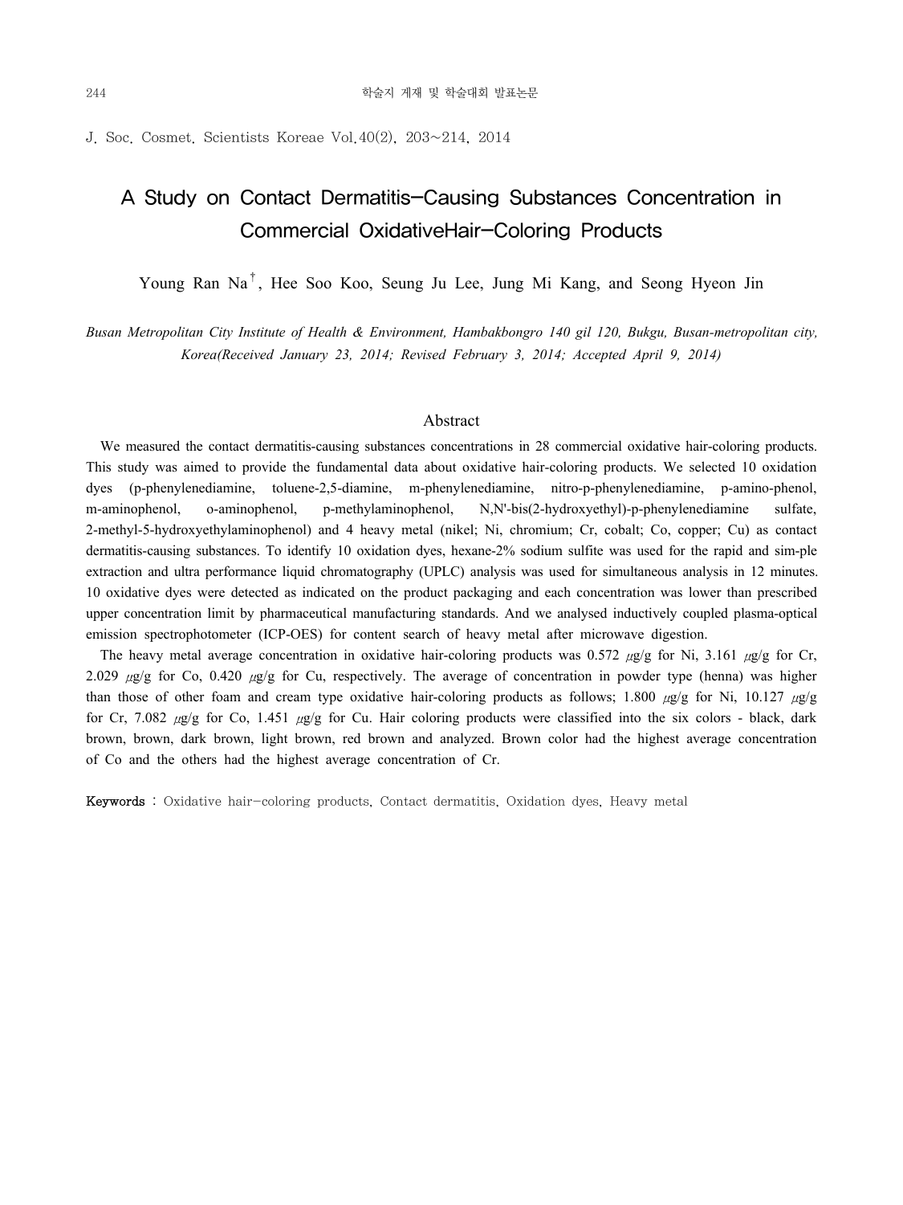J. Soc. Cosmet. Scientists Koreae Vol.40(2), 203~214, 2014

# A Study on Contact Dermatitis-Causing Substances Concentration in Commercial OxidativeHair-Coloring Products

Young Ran Na[†], Hee Soo Koo, Seung Ju Lee, Jung Mi Kang, and Seong Hyeon Jin

*Busan Metropolitan City Institute of Health & Environment, Hambakbongro 140 gil 120, Bukgu, Busan-metropolitan city, Korea(Received January 23, 2014; Revised February 3, 2014; Accepted April 9, 2014)*

## Abstract

We measured the contact dermatitis-causing substances concentrations in 28 commercial oxidative hair-coloring products. This study was aimed to provide the fundamental data about oxidative hair-coloring products. We selected 10 oxidation dyes (p-phenylenediamine, toluene-2,5-diamine, m-phenylenediamine, nitro-p-phenylenediamine, p-amino-phenol, m-aminophenol, o-aminophenol, p-methylaminophenol, N,N'-bis(2-hydroxyethyl)-p-phenylenediamine sulfate, 2-methyl-5-hydroxyethylaminophenol) and 4 heavy metal (nikel; Ni, chromium; Cr, cobalt; Co, copper; Cu) as contact dermatitis-causing substances. To identify 10 oxidation dyes, hexane-2% sodium sulfite was used for the rapid and sim-ple extraction and ultra performance liquid chromatography (UPLC) analysis was used for simultaneous analysis in 12 minutes. 10 oxidative dyes were detected as indicated on the product packaging and each concentration was lower than prescribed upper concentration limit by pharmaceutical manufacturing standards. And we analysed inductively coupled plasma-optical emission spectrophotometer (ICP-OES) for content search of heavy metal after microwave digestion.

The heavy metal average concentration in oxidative hair-coloring products was 0.572 μg/g for Ni, 3.161 μg/g for Cr, 2.029 μg/g for Co, 0.420 μg/g for Cu, respectively. The average of concentration in powder type (henna) was higher than those of other foam and cream type oxidative hair-coloring products as follows; 1.800 μg/g for Ni, 10.127 μg/g for Cr, 7.082 μg/g for Co, 1.451 μg/g for Cu. Hair coloring products were classified into the six colors - black, dark brown, brown, dark brown, light brown, red brown and analyzed. Brown color had the highest average concentration of Co and the others had the highest average concentration of Cr.

**Keywords** : Oxidative hair-coloring products, Contact dermatitis, Oxidation dyes, Heavy metal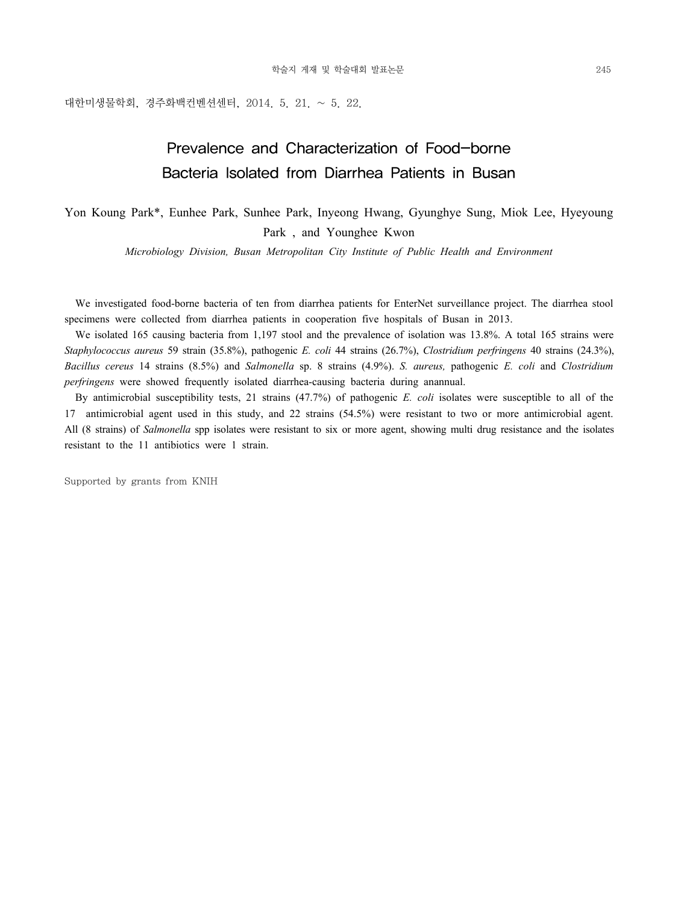대한미생물학회, 경주화백컨벤션센터, 2014. 5. 21. ~ 5. 22.

# Prevalence and Characterization of Food-borne Bacteria Isolated from Diarrhea Patients in Busan

Yon Koung Park*, Eunhee Park, Sunhee Park, Inyeong Hwang, Gyunghye Sung, Miok Lee, Hyeyoung Park , and Younghee Kwon

*Microbiology Division, Busan Metropolitan City Institute of Public Health and Environment*

We investigated food-borne bacteria of ten from diarrhea patients for EnterNet surveillance project. The diarrhea stool specimens were collected from diarrhea patients in cooperation five hospitals of Busan in 2013.

We isolated 165 causing bacteria from 1,197 stool and the prevalence of isolation was 13.8%. A total 165 strains were *Staphylococcus aureus* 59 strain (35.8%), pathogenic *E. coli* 44 strains (26.7%), *Clostridium perfringens* 40 strains (24.3%), *Bacillus cereus* 14 strains (8.5%) and *Salmonella* sp. 8 strains (4.9%). *S. aureus,* pathogenic *E. coli* and *Clostridium perfringens* were showed frequently isolated diarrhea-causing bacteria during anannual.

By antimicrobial susceptibility tests, 21 strains (47.7%) of pathogenic *E. coli* isolates were susceptible to all of the 17 antimicrobial agent used in this study, and 22 strains (54.5%) were resistant to two or more antimicrobial agent. All (8 strains) of *Salmonella* spp isolates were resistant to six or more agent, showing multi drug resistance and the isolates resistant to the 11 antibiotics were 1 strain.

Supported by grants from KNIH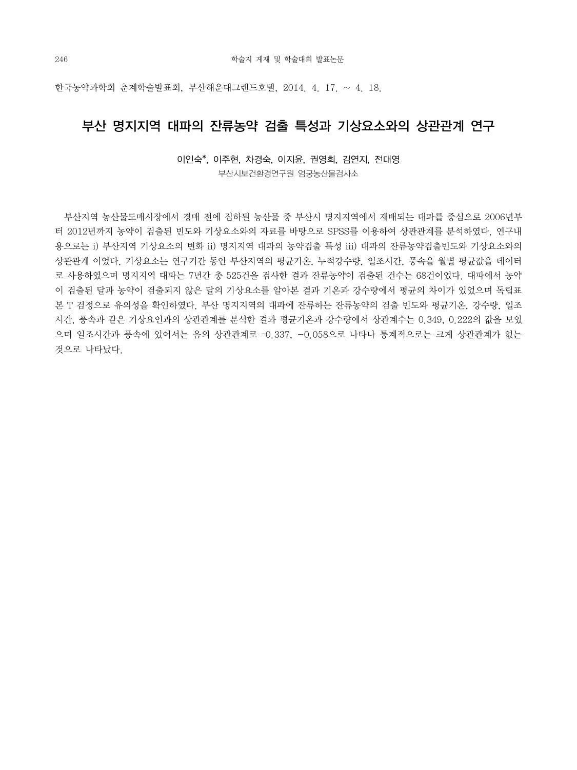한국농약과학회 춘계학술발표회, 부산해운대그랜드호텔, 2014. 4. 17. ~ 4. 18.

# 부산 명지지역 대파의 잔류농약 검출 특성과 기상요소와의 상관관계 연구

이인숙*, 이주현, 차경숙, 이지윤, 권영희, 김연지, 전대영

부산시보건환경연구원 엄궁농산물검사소

부산지역 농산물도매시장에서 경매 전에 집하된 농산물 중 부산시 명지지역에서 재배되는 대파를 중심으로 2006년부터 2012년까지 농약이 검출된 빈도와 기상요소와의 자료를 바탕으로 SPSS를 이용하여 상관관계를 분석하였다. 연구내용으로는 i) 부산지역 기상요소의 변화 ii) 명지지역 대파의 농약검출 특성 iii) 대파의 잔류농약검출빈도와 기상요소와의 상관관계 이었다. 기상요소는 연구기간 동안 부산지역의 평균기온, 누적강수량, 일조시간, 풍속을 월별 평균값을 데이터로 사용하였으며 명지지역 대파는 7년간 총 525건을 검사한 결과 잔류농약이 검출된 건수는 68건이었다. 대파에서 농약이 검출된 달과 농약이 검출되지 않은 달의 기상요소를 알아본 결과 기온과 강수량에서 평균의 차이가 있었으며 독립표본 T 검정으로 유의성을 확인하였다. 부산 명지지역의 대파에 잔류하는 잔류농약의 검출 빈도와 평균기온, 강수량, 일조시간, 풍속과 같은 기상요인과의 상관관계를 분석한 결과 평균기온과 강수량에서 상관계수는 0.349, 0.222의 값을 보였으며 일조시간과 풍속에 있어서는 음의 상관관계로 -0.337, -0.058으로 나타나 통계적으로는 크게 상관관계가 없는 것으로 나타났다.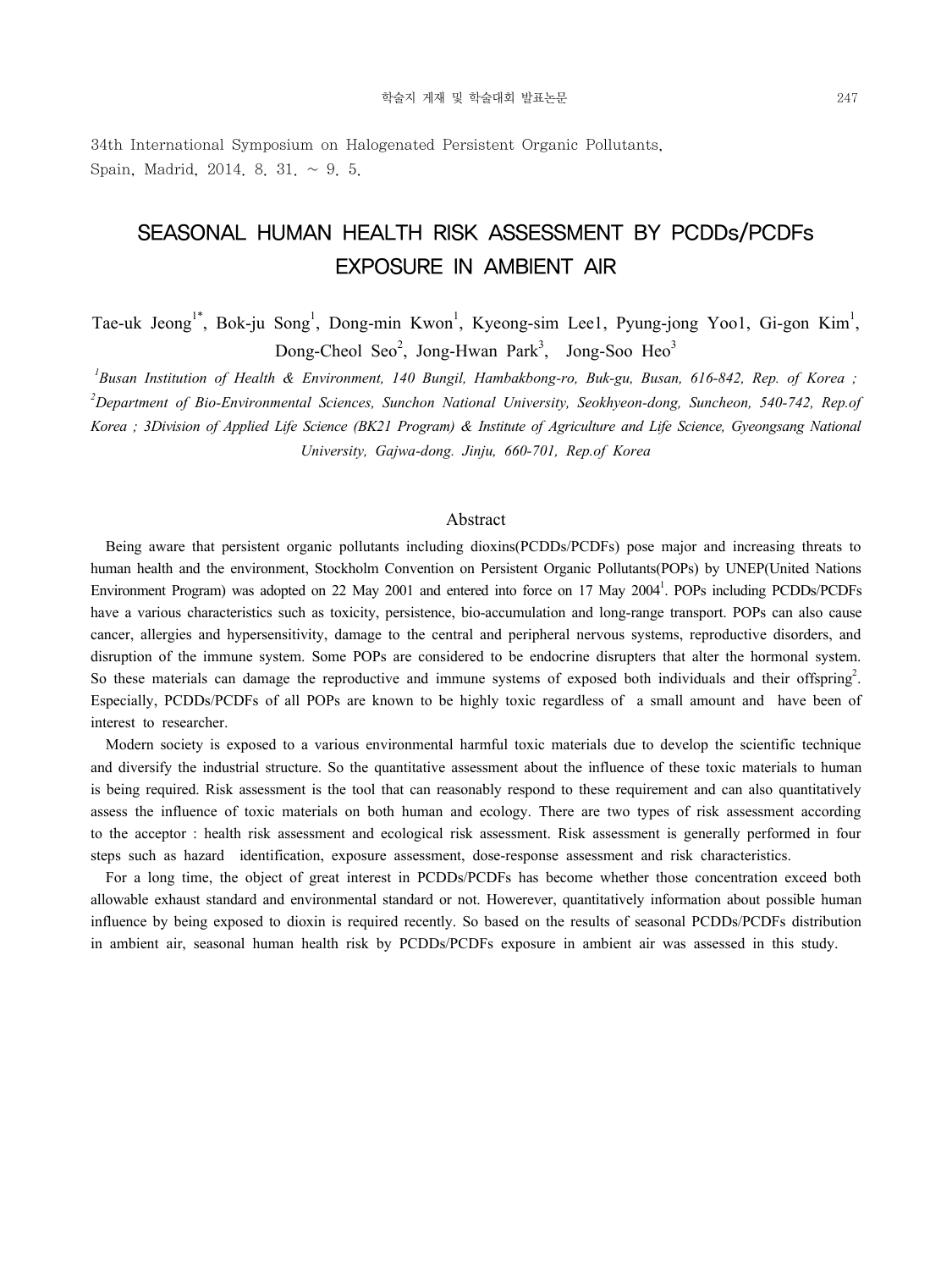34th International Symposium on Halogenated Persistent Organic Pollutants, Spain, Madrid, 2014. 8. 31. ~ 9. 5.

# SEASONAL HUMAN HEALTH RISK ASSESSMENT BY PCDDs/PCDFs EXPOSURE IN AMBIENT AIR

Tae-uk Jeong[1*], Bok-ju Song[1], Dong-min Kwon[1], Kyeong-sim Lee1, Pyung-jong Yoo1, Gi-gon Kim[1], Dong-Cheol Seo[2], Jong-Hwan Park[3], Jong-Soo Heo[3]

*[1]Busan Institution of Health & Environment, 140 Bungil, Hambakbong-ro, Buk-gu, Busan, 616-842, Rep. of Korea ; [2]Department of Bio-Environmental Sciences, Sunchon National University, Seokhyeon-dong, Suncheon, 540-742, Rep.of Korea ; 3Division of Applied Life Science (BK21 Program) & Institute of Agriculture and Life Science, Gyeongsang National University, Gajwa-dong. Jinju, 660-701, Rep.of Korea*

## Abstract

Being aware that persistent organic pollutants including dioxins(PCDDs/PCDFs) pose major and increasing threats to human health and the environment, Stockholm Convention on Persistent Organic Pollutants(POPs) by UNEP(United Nations Environment Program) was adopted on 22 May 2001 and entered into force on 17 May 2004[1]. POPs including PCDDs/PCDFs have a various characteristics such as toxicity, persistence, bio-accumulation and long-range transport. POPs can also cause cancer, allergies and hypersensitivity, damage to the central and peripheral nervous systems, reproductive disorders, and disruption of the immune system. Some POPs are considered to be endocrine disrupters that alter the hormonal system. So these materials can damage the reproductive and immune systems of exposed both individuals and their offspring[2]. Especially, PCDDs/PCDFs of all POPs are known to be highly toxic regardless of a small amount and have been of interest to researcher.

Modern society is exposed to a various environmental harmful toxic materials due to develop the scientific technique and diversify the industrial structure. So the quantitative assessment about the influence of these toxic materials to human is being required. Risk assessment is the tool that can reasonably respond to these requirement and can also quantitatively assess the influence of toxic materials on both human and ecology. There are two types of risk assessment according to the acceptor : health risk assessment and ecological risk assessment. Risk assessment is generally performed in four steps such as hazard identification, exposure assessment, dose-response assessment and risk characteristics.

For a long time, the object of great interest in PCDDs/PCDFs has become whether those concentration exceed both allowable exhaust standard and environmental standard or not. Howerever, quantitatively information about possible human influence by being exposed to dioxin is required recently. So based on the results of seasonal PCDDs/PCDFs distribution in ambient air, seasonal human health risk by PCDDs/PCDFs exposure in ambient air was assessed in this study.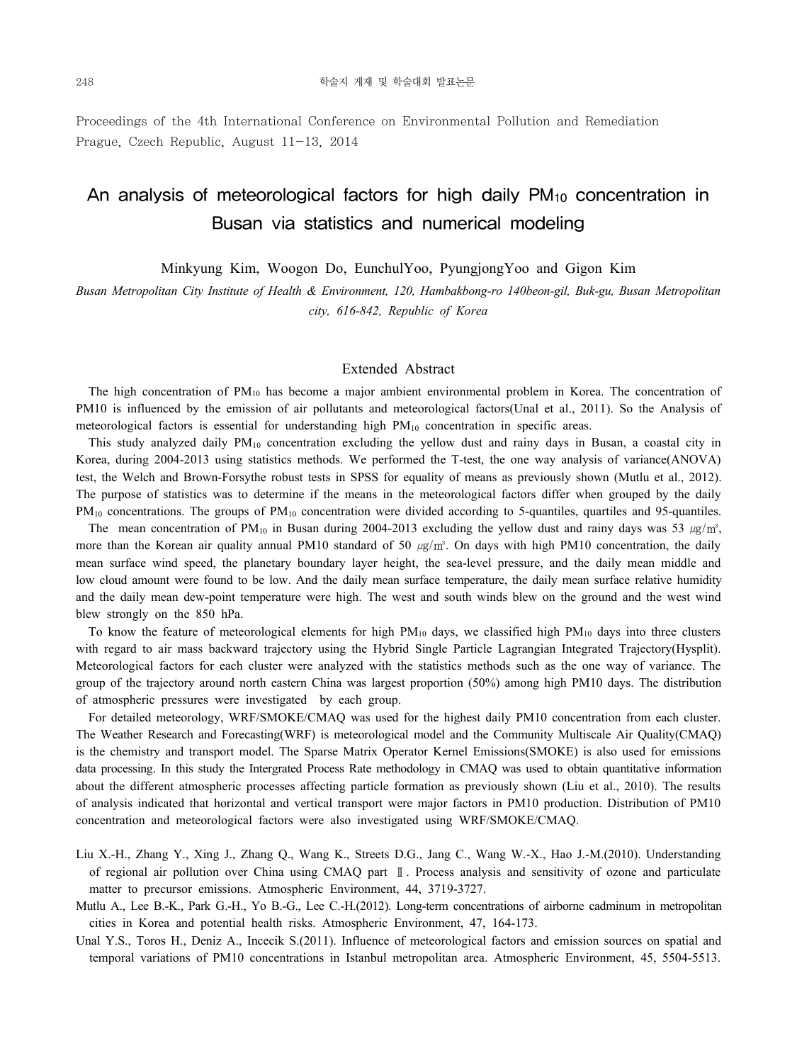Proceedings of the 4th International Conference on Environmental Pollution and Remediation Prague, Czech Republic, August 11-13, 2014

# An analysis of meteorological factors for high daily $PM_{10}$ concentration in Busan via statistics and numerical modeling

Minkyung Kim, Woogon Do, EunchulYoo, PyungjongYoo and Gigon Kim

*Busan Metropolitan City Institute of Health & Environment, 120, Hambakbong-ro 140beon-gil, Buk-gu, Busan Metropolitan city, 616-842, Republic of Korea*

## Extended Abstract

The high concentration of $PM_{10}$ has become a major ambient environmental problem in Korea. The concentration of PM10 is influenced by the emission of air pollutants and meteorological factors(Unal et al., 2011). So the Analysis of meteorological factors is essential for understanding high $PM_{10}$ concentration in specific areas.

This study analyzed daily $PM_{10}$ concentration excluding the yellow dust and rainy days in Busan, a coastal city in Korea, during 2004-2013 using statistics methods. We performed the T-test, the one way analysis of variance(ANOVA) test, the Welch and Brown-Forsythe robust tests in SPSS for equality of means as previously shown (Mutlu et al., 2012). The purpose of statistics was to determine if the means in the meteorological factors differ when grouped by the daily $PM_{10}$ concentrations. The groups of $PM_{10}$ concentration were divided according to 5-quantiles, quartiles and 95-quantiles.

The mean concentration of $PM_{10}$ in Busan during 2004-2013 excluding the yellow dust and rainy days was 53 ㎍/㎥, more than the Korean air quality annual PM10 standard of 50 ㎍/㎥. On days with high PM10 concentration, the daily mean surface wind speed, the planetary boundary layer height, the sea-level pressure, and the daily mean middle and low cloud amount were found to be low. And the daily mean surface temperature, the daily mean surface relative humidity and the daily mean dew-point temperature were high. The west and south winds blew on the ground and the west wind blew strongly on the 850 hPa.

To know the feature of meteorological elements for high $PM_{10}$ days, we classified high $PM_{10}$ days into three clusters with regard to air mass backward trajectory using the Hybrid Single Particle Lagrangian Integrated Trajectory(Hysplit). Meteorological factors for each cluster were analyzed with the statistics methods such as the one way of variance. The group of the trajectory around north eastern China was largest proportion (50%) among high PM10 days. The distribution of atmospheric pressures were investigated by each group.

For detailed meteorology, WRF/SMOKE/CMAQ was used for the highest daily PM10 concentration from each cluster. The Weather Research and Forecasting(WRF) is meteorological model and the Community Multiscale Air Quality(CMAQ) is the chemistry and transport model. The Sparse Matrix Operator Kernel Emissions(SMOKE) is also used for emissions data processing. In this study the Intergrated Process Rate methodology in CMAQ was used to obtain quantitative information about the different atmospheric processes affecting particle formation as previously shown (Liu et al., 2010). The results of analysis indicated that horizontal and vertical transport were major factors in PM10 production. Distribution of PM10 concentration and meteorological factors were also investigated using WRF/SMOKE/CMAQ.

Liu X.-H., Zhang Y., Xing J., Zhang Q., Wang K., Streets D.G., Jang C., Wang W.-X., Hao J.-M.(2010). Understanding of regional air pollution over China using CMAQ part Ⅱ. Process analysis and sensitivity of ozone and particulate matter to precursor emissions. Atmospheric Environment, 44, 3719-3727.

Mutlu A., Lee B.-K., Park G.-H., Yo B.-G., Lee C.-H.(2012). Long-term concentrations of airborne cadminum in metropolitan cities in Korea and potential health risks. Atmospheric Environment, 47, 164-173.

Unal Y.S., Toros H., Deniz A., Incecik S.(2011). Influence of meteorological factors and emission sources on spatial and temporal variations of PM10 concentrations in Istanbul metropolitan area. Atmospheric Environment, 45, 5504-5513.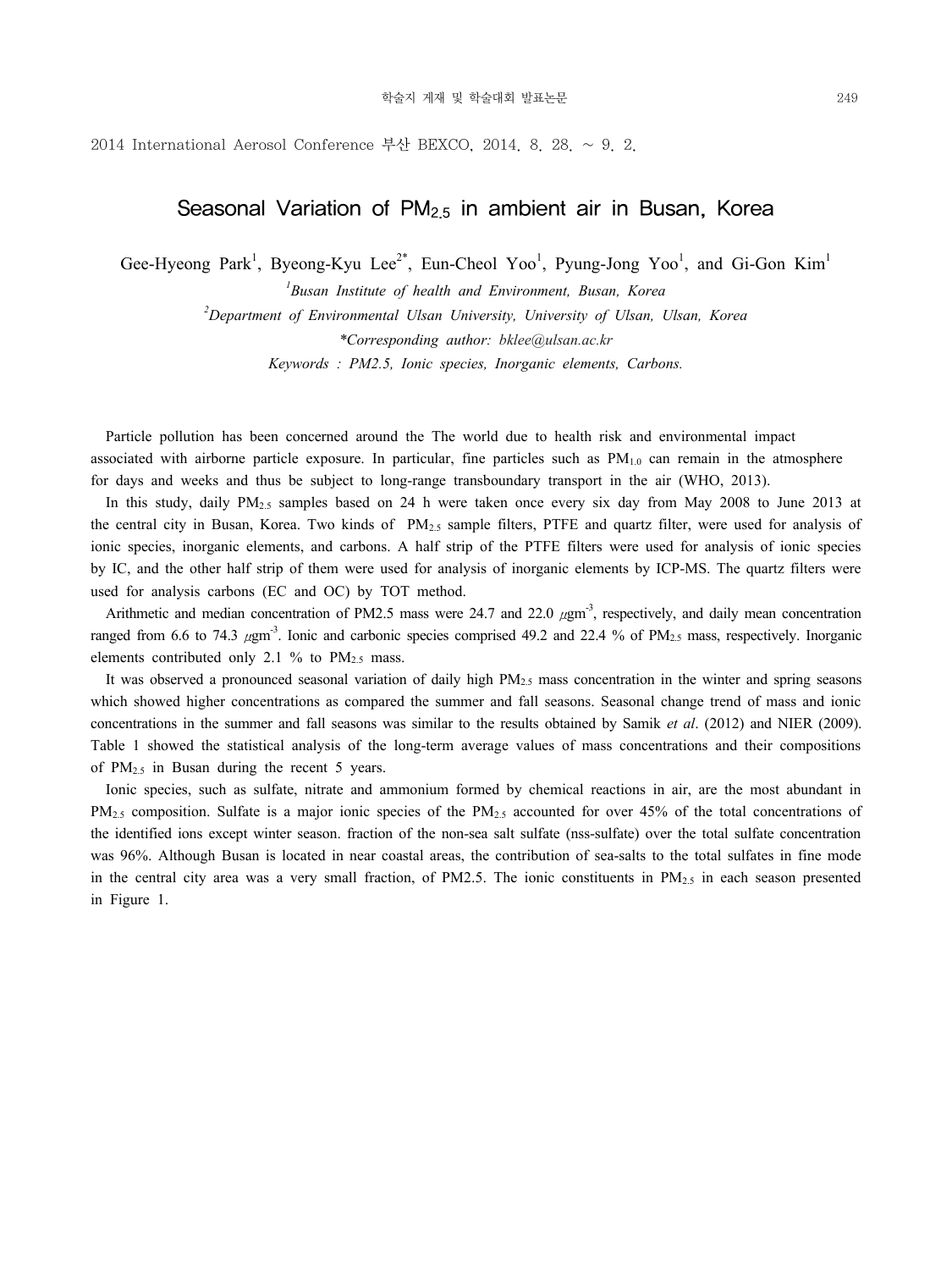2014 International Aerosol Conference 부산 BEXCO, 2014. 8. 28. ~ 9. 2.

# Seasonal Variation of $PM_{2.5}$ in ambient air in Busan, Korea

Gee-Hyeong Park[1], Byeong-Kyu Lee[2*], Eun-Cheol Yoo[1], Pyung-Jong Yoo[1], and Gi-Gon Kim[1]

[1]*Busan Institute of health and Environment, Busan, Korea*

[2]*Department of Environmental Ulsan University, University of Ulsan, Ulsan, Korea*

*\*Corresponding author: bklee@ulsan.ac.kr*

*Keywords : PM2.5, Ionic species, Inorganic elements, Carbons.*

Particle pollution has been concerned around the The world due to health risk and environmental impact associated with airborne particle exposure. In particular, fine particles such as $PM_{1.0}$ can remain in the atmosphere for days and weeks and thus be subject to long-range transboundary transport in the air (WHO, 2013).

In this study, daily $PM_{2.5}$ samples based on 24 h were taken once every six day from May 2008 to June 2013 at the central city in Busan, Korea. Two kinds of $PM_{2.5}$ sample filters, PTFE and quartz filter, were used for analysis of ionic species, inorganic elements, and carbons. A half strip of the PTFE filters were used for analysis of ionic species by IC, and the other half strip of them were used for analysis of inorganic elements by ICP-MS. The quartz filters were used for analysis carbons (EC and OC) by TOT method.

Arithmetic and median concentration of PM2.5 mass were 24.7 and 22.0 $\mu gm^{-3}$, respectively, and daily mean concentration ranged from 6.6 to 74.3 $\mu gm^{-3}$. Ionic and carbonic species comprised 49.2 and 22.4 % of $PM_{2.5}$ mass, respectively. Inorganic elements contributed only 2.1 % to $PM_{2.5}$ mass.

It was observed a pronounced seasonal variation of daily high $PM_{2.5}$ mass concentration in the winter and spring seasons which showed higher concentrations as compared the summer and fall seasons. Seasonal change trend of mass and ionic concentrations in the summer and fall seasons was similar to the results obtained by Samik *et al*. (2012) and NIER (2009). Table 1 showed the statistical analysis of the long-term average values of mass concentrations and their compositions of $PM_{2.5}$ in Busan during the recent 5 years.

Ionic species, such as sulfate, nitrate and ammonium formed by chemical reactions in air, are the most abundant in $PM_{2.5}$ composition. Sulfate is a major ionic species of the $PM_{2.5}$ accounted for over 45% of the total concentrations of the identified ions except winter season. fraction of the non-sea salt sulfate (nss-sulfate) over the total sulfate concentration was 96%. Although Busan is located in near coastal areas, the contribution of sea-salts to the total sulfates in fine mode in the central city area was a very small fraction, of PM2.5. The ionic constituents in $PM_{2.5}$ in each season presented in Figure 1.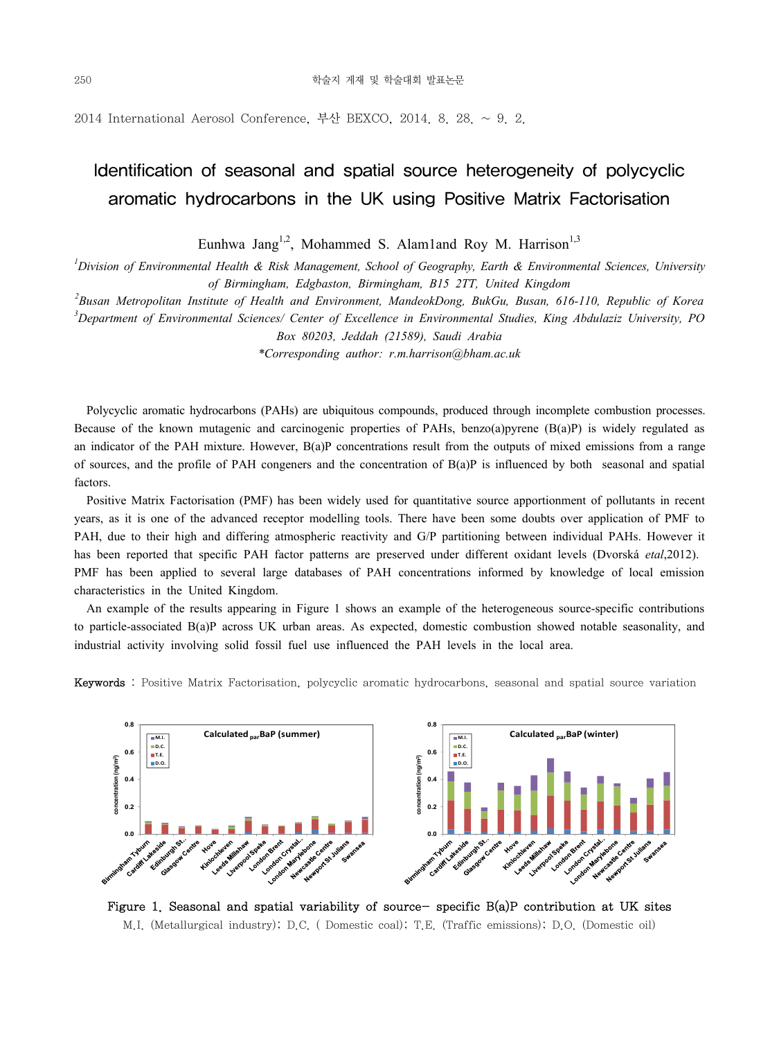2014 International Aerosol Conference, 부산 BEXCO, 2014. 8. 28. ~ 9. 2.

# Identification of seasonal and spatial source heterogeneity of polycyclic aromatic hydrocarbons in the UK using Positive Matrix Factorisation

Eunhwa Jang[1,2], Mohammed S. Alam1and Roy M. Harrison[1,3]

[1]*Division of Environmental Health & Risk Management, School of Geography, Earth & Environmental Sciences, University of Birmingham, Edgbaston, Birmingham, B15 2TT, United Kingdom*

[2]*Busan Metropolitan Institute of Health and Environment, MandeokDong, BukGu, Busan, 616-110, Republic of Korea*

[3]*Department of Environmental Sciences/ Center of Excellence in Environmental Studies, King Abdulaziz University, PO Box 80203, Jeddah (21589), Saudi Arabia*

*\*Corresponding author: r.m.harrison@bham.ac.uk*

Polycyclic aromatic hydrocarbons (PAHs) are ubiquitous compounds, produced through incomplete combustion processes. Because of the known mutagenic and carcinogenic properties of PAHs, benzo(a)pyrene (B(a)P) is widely regulated as an indicator of the PAH mixture. However, B(a)P concentrations result from the outputs of mixed emissions from a range of sources, and the profile of PAH congeners and the concentration of B(a)P is influenced by both seasonal and spatial factors.

Positive Matrix Factorisation (PMF) has been widely used for quantitative source apportionment of pollutants in recent years, as it is one of the advanced receptor modelling tools. There have been some doubts over application of PMF to PAH, due to their high and differing atmospheric reactivity and G/P partitioning between individual PAHs. However it has been reported that specific PAH factor patterns are preserved under different oxidant levels (Dvorská etal,2012). PMF has been applied to several large databases of PAH concentrations informed by knowledge of local emission characteristics in the United Kingdom.

An example of the results appearing in Figure 1 shows an example of the heterogeneous source-specific contributions to particle-associated B(a)P across UK urban areas. As expected, domestic combustion showed notable seasonality, and industrial activity involving solid fossil fuel use influenced the PAH levels in the local area.

**Keywords** : Positive Matrix Factorisation, polycyclic aromatic hydrocarbons, seasonal and spatial source variation

**Figure 1. Seasonal and spatial variability of source- specific B(a)P contribution at UK sites**

M.I. (Metallurgical industry); D.C. ( Domestic coal); T.E. (Traffic emissions); D.O. (Domestic oil)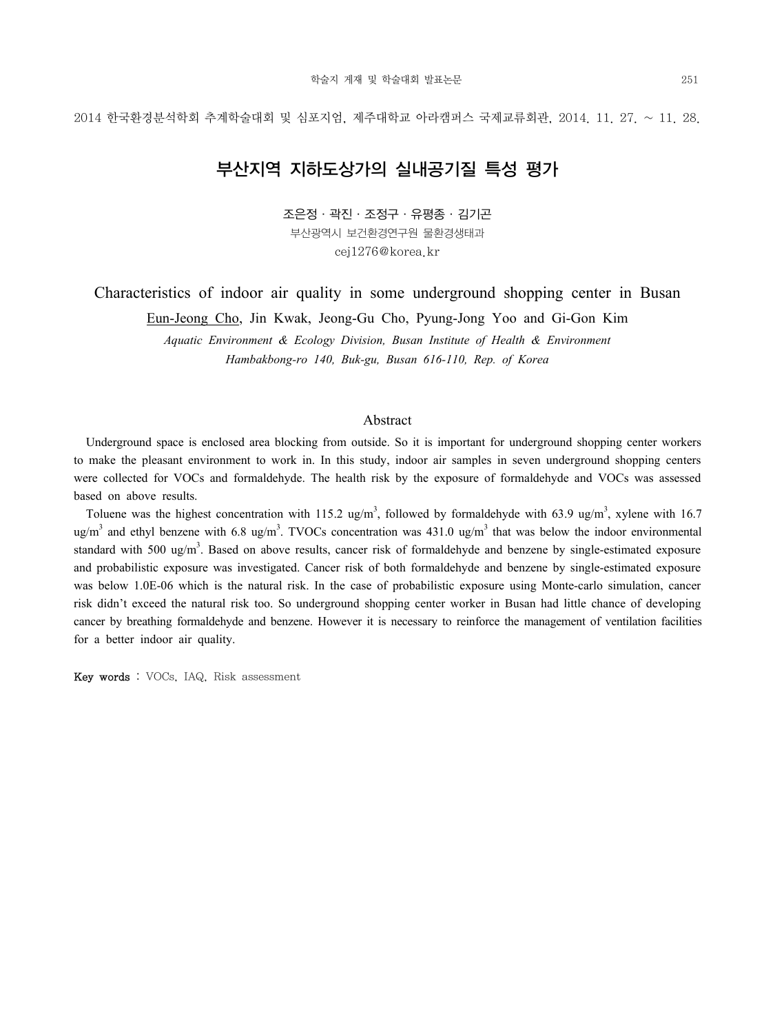2014 한국환경분석학회 추계학술대회 및 심포지엄, 제주대학교 아라캠퍼스 국제교류회관, 2014. 11. 27. ~ 11. 28.

# 부산지역 지하도상가의 실내공기질 특성 평가

조은정 · 곽진 · 조정구 · 유평종 · 김기곤

부산광역시 보건환경연구원 물환경생태과

cej1276@korea.kr

# Characteristics of indoor air quality in some underground shopping center in Busan

Eun-Jeong Cho, Jin Kwak, Jeong-Gu Cho, Pyung-Jong Yoo and Gi-Gon Kim

*Aquatic Environment & Ecology Division, Busan Institute of Health & Environment*

*Hambakbong-ro 140, Buk-gu, Busan 616-110, Rep. of Korea*

## Abstract

Underground space is enclosed area blocking from outside. So it is important for underground shopping center workers to make the pleasant environment to work in. In this study, indoor air samples in seven underground shopping centers were collected for VOCs and formaldehyde. The health risk by the exposure of formaldehyde and VOCs was assessed based on above results.

Toluene was the highest concentration with 115.2 ug/$m^3$, followed by formaldehyde with 63.9 ug/$m^3$, xylene with 16.7 ug/$m^3$ and ethyl benzene with 6.8 ug/$m^3$. TVOCs concentration was 431.0 ug/$m^3$ that was below the indoor environmental standard with 500 ug/$m^3$. Based on above results, cancer risk of formaldehyde and benzene by single-estimated exposure and probabilistic exposure was investigated. Cancer risk of both formaldehyde and benzene by single-estimated exposure was below 1.0E-06 which is the natural risk. In the case of probabilistic exposure using Monte-carlo simulation, cancer risk didn't exceed the natural risk too. So underground shopping center worker in Busan had little chance of developing cancer by breathing formaldehyde and benzene. However it is necessary to reinforce the management of ventilation facilities for a better indoor air quality.

**Key words** : VOCs, IAQ, Risk assessment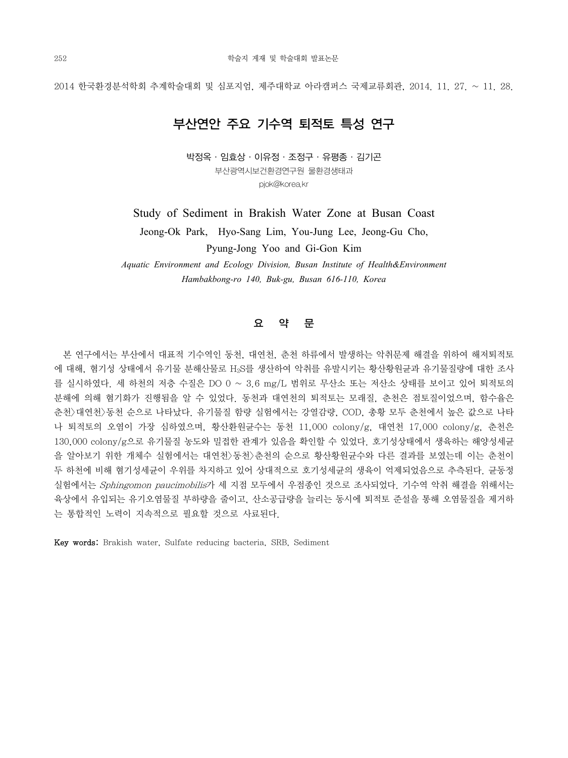2014 한국환경분석학회 추계학술대회 및 심포지엄, 제주대학교 아라캠퍼스 국제교류회관, 2014. 11. 27. ~ 11. 28.

# 부산연안 주요 기수역 퇴적토 특성 연구

박정옥 · 임효상 · 이유정 · 조정구 · 유평종 · 김기곤

부산광역시보건환경연구원 물환경생태과

pjok@korea.kr

## Study of Sediment in Brakish Water Zone at Busan Coast

Jeong-Ok Park, Hyo-Sang Lim, You-Jung Lee, Jeong-Gu Cho, Pyung-Jong Yoo and Gi-Gon Kim

*Aquatic Environment and Ecology Division, Busan Institute of Health&Environment*

*Hambakbong-ro 140, Buk-gu, Busan 616-110, Korea*

## 요 약 문

본 연구에서는 부산에서 대표적 기수역인 동천, 대연천, 춘천 하류에서 발생하는 악취문제 해결을 위하여 해저퇴적토에 대해, 혐기성 상태에서 유기물 분해산물로 $H_2S$를 생산하여 악취를 유발시키는 황산황원균과 유기물질량에 대한 조사를 실시하였다. 세 하천의 저층 수질은 DO 0 ~ 3.6 mg/L 범위로 무산소 또는 저산소 상태를 보이고 있어 퇴적토의 분해에 의해 혐기화가 진행됨을 알 수 있었다. 동천과 대연천의 퇴적토는 모래질, 춘천은 점토질이었으며, 함수율은 춘천>대연천>동천 순으로 나타났다. 유기물질 함량 실험에서는 강열감량, COD, 총황 모두 춘천에서 높은 값으로 나타나 퇴적토의 오염이 가장 심하였으며, 황산환원균수는 동천 11,000 colony/g, 대연천 17,000 colony/g, 춘천은 130,000 colony/g으로 유기물질 농도와 밀접한 관계가 있음을 확인할 수 있었다. 호기성상태에서 생육하는 해양성세균을 알아보기 위한 개체수 실험에서는 대연천>동천>춘천의 순으로 황산황원균수와 다른 결과를 보였는데 이는 춘천이 두 하천에 비해 혐기성세균이 우위를 차지하고 있어 상대적으로 호기성세균의 생육이 억제되었음으로 추측된다. 균동정 실험에서는 *Sphingomon paucimobilis*가 세 지점 모두에서 우점종인 것으로 조사되었다. 기수역 악취 해결을 위해서는 육상에서 유입되는 유기오염물질 부하량을 줄이고, 산소공급량을 늘리는 동시에 퇴적토 준설을 통해 오염물질을 제거하는 통합적인 노력이 지속적으로 필요할 것으로 사료된다.

**Key words:** Brakish water, Sulfate reducing bacteria, SRB, Sediment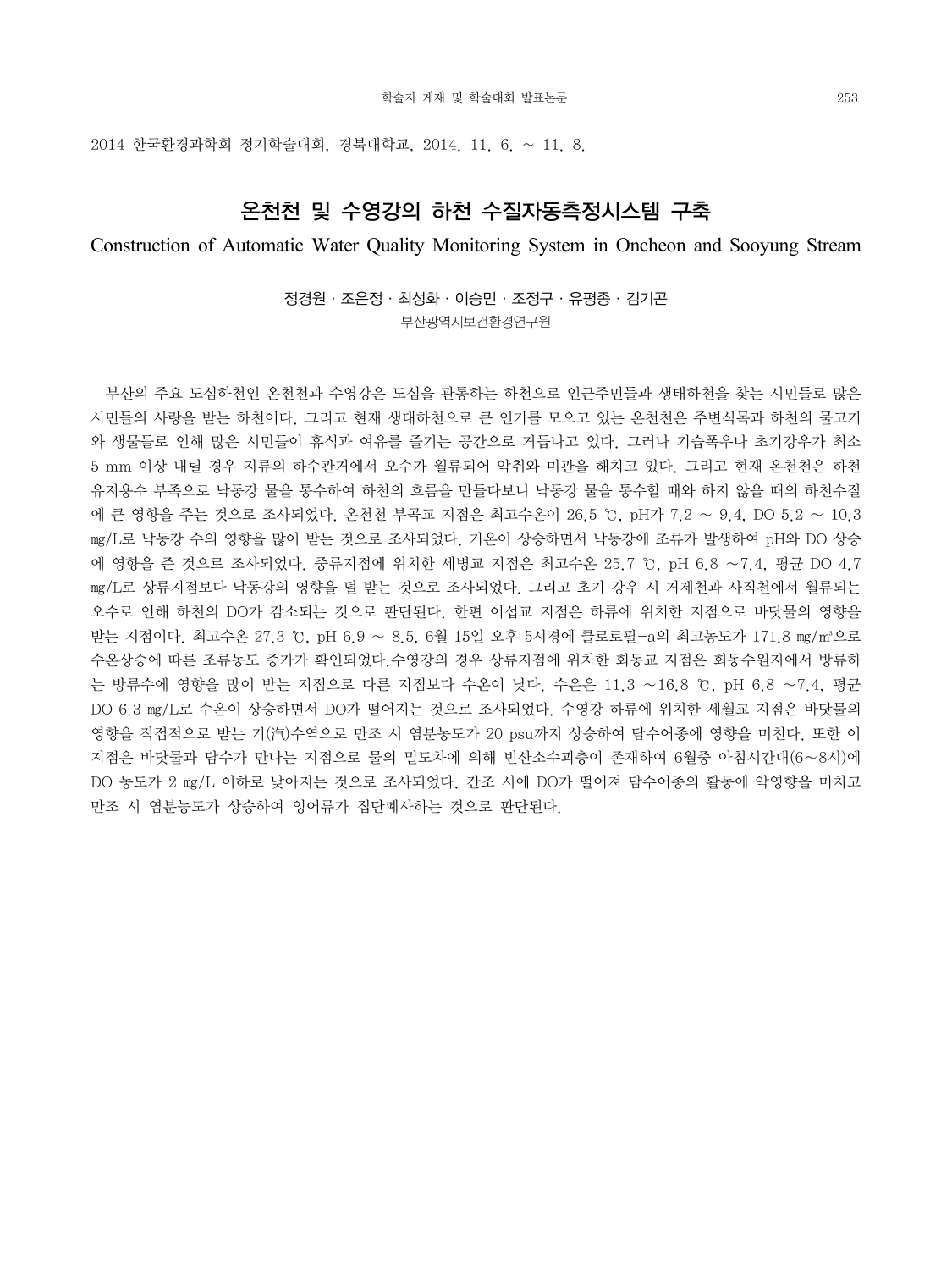2014 한국환경과학회 정기학술대회, 경북대학교, 2014. 11. 6. ~ 11. 8.

# 온천천 및 수영강의 하천 수질자동측정시스템 구축

**Construction of Automatic Water Quality Monitoring System in Oncheon and Sooyung Stream**

정경원 · 조은정 · 최성화 · 이승민 · 조정구 · 유평종 · 김기곤

부산광역시보건환경연구원

부산의 주요 도심하천인 온천천과 수영강은 도심을 관통하는 하천으로 인근주민들과 생태하천을 찾는 시민들로 많은 시민들의 사랑을 받는 하천이다. 그리고 현재 생태하천으로 큰 인기를 모으고 있는 온천천은 주변식목과 하천의 물고기와 생물들로 인해 많은 시민들이 휴식과 여유를 즐기는 공간으로 거듭나고 있다. 그러나 기습폭우나 초기강우가 최소 5 mm 이상 내릴 경우 지류의 하수관거에서 오수가 월류되어 악취와 미관을 해치고 있다. 그리고 현재 온천천은 하천 유지용수 부족으로 낙동강 물을 통수하여 하천의 흐름을 만들다보니 낙동강 물을 통수할 때와 하지 않을 때의 하천수질에 큰 영향을 주는 것으로 조사되었다. 온천천 부곡교 지점은 최고수온이 26.5 ℃, pH가 7.2 ~ 9.4, DO 5.2 ~ 10.3 mg/L로 낙동강 수의 영향을 많이 받는 것으로 조사되었다. 기온이 상승하면서 낙동강에 조류가 발생하여 pH와 DO 상승에 영향을 준 것으로 조사되었다. 중류지점에 위치한 세병교 지점은 최고수온 25.7 ℃, pH 6.8 ~7.4, 평균 DO 4.7 mg/L로 상류지점보다 낙동강의 영향을 덜 받는 것으로 조사되었다. 그리고 초기 강우 시 거제천과 사직천에서 월류되는 오수로 인해 하천의 DO가 감소되는 것으로 판단된다. 한편 이섭교 지점은 하류에 위치한 지점으로 바닷물의 영향을 받는 지점이다. 최고수온 27.3 ℃, pH 6.9 ~ 8.5, 6월 15일 오후 5시경에 클로로필-a의 최고농도가 171.8 mg/㎥으로 수온상승에 따른 조류농도 증가가 확인되었다.수영강의 경우 상류지점에 위치한 회동교 지점은 회동수원지에서 방류하는 방류수에 영향을 많이 받는 지점으로 다른 지점보다 수온이 낮다. 수온은 11.3 ~16.8 ℃, pH 6.8 ~7.4, 평균 DO 6.3 mg/L로 수온이 상승하면서 DO가 떨어지는 것으로 조사되었다. 수영강 하류에 위치한 세월교 지점은 바닷물의 영향을 직접적으로 받는 기(汽)수역으로 만조 시 염분농도가 20 psu까지 상승하여 담수어종에 영향을 미친다. 또한 이 지점은 바닷물과 담수가 만나는 지점으로 물의 밀도차에 의해 빈산소수괴층이 존재하여 6월중 아침시간대(6~8시)에 DO 농도가 2 mg/L 이하로 낮아지는 것으로 조사되었다. 간조 시에 DO가 떨어져 담수어종의 활동에 악영향을 미치고 만조 시 염분농도가 상승하여 잉어류가 집단폐사하는 것으로 판단된다.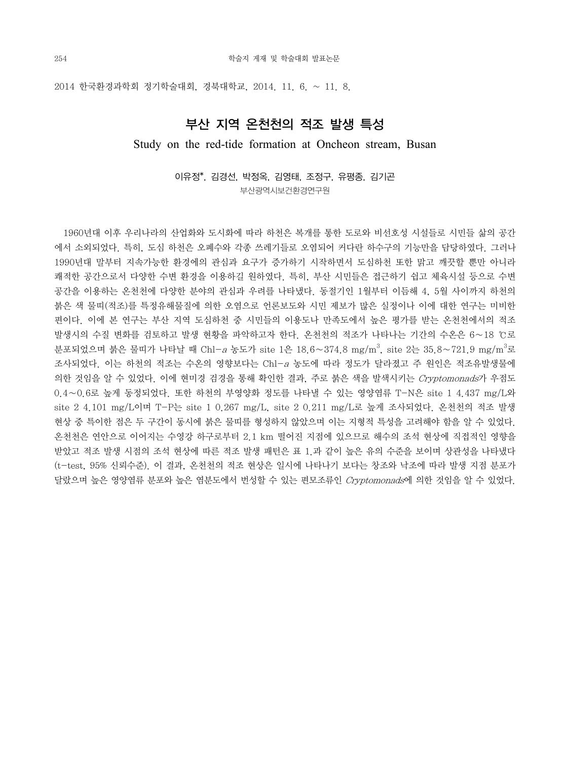2014 한국환경과학회 정기학술대회, 경북대학교, 2014. 11. 6. ~ 11. 8.

# 부산 지역 온천천의 적조 발생 특성

## Study on the red-tide formation at Oncheon stream, Busan

이유정*, 김경선, 박정옥, 김영태, 조정구, 유평종, 김기곤

부산광역시보건환경연구원

1960년대 이후 우리나라의 산업화와 도시화에 따라 하천은 복개를 통한 도로와 비선호성 시설들로 시민들 삶의 공간에서 소외되었다. 특히, 도심 하천은 오폐수와 각종 쓰레기들로 오염되어 커다란 하수구의 기능만을 담당하였다. 그러나 1990년대 말부터 지속가능한 환경에의 관심과 요구가 증가하기 시작하면서 도심하천 또한 맑고 깨끗할 뿐만 아니라 쾌적한 공간으로서 다양한 수변 환경을 이용하길 원하였다. 특히, 부산 시민들은 접근하기 쉽고 체육시설 등으로 수변 공간을 이용하는 온천천에 다양한 분야의 관심과 우려를 나타냈다. 동절기인 1월부터 이듬해 4, 5월 사이까지 하천의 붉은 색 물띠(적조)를 특정유해물질에 의한 오염으로 언론보도와 시민 제보가 많은 실정이나 이에 대한 연구는 미비한 편이다. 이에 본 연구는 부산 지역 도심하천 중 시민들의 이용도나 만족도에서 높은 평가를 받는 온천천에서의 적조 발생시의 수질 변화를 검토하고 발생 현황을 파악하고자 한다. 온천천의 적조가 나타나는 기간의 수온은 6~18 ℃로 분포되었으며 붉은 물띠가 나타날 때 Chl-*a* 농도가 site 1은 18.6~374.8 mg/m$^3$, site 2는 35.8~721.9 mg/m$^3$로 조사되었다. 이는 하천의 적조는 수온의 영향보다는 Chl-*a* 농도에 따라 정도가 달라졌고 주 원인은 적조유발생물에 의한 것임을 알 수 있었다. 이에 현미경 검경을 통해 확인한 결과, 주로 붉은 색을 발색시키는 *Cryptomonads*가 우점도 0.4~0.6로 높게 동정되었다. 또한 하천의 부영양화 정도를 나타낼 수 있는 영양염류 T-N은 site 1 4.437 mg/L와 site 2 4.101 mg/L이며 T-P는 site 1 0.267 mg/L, site 2 0.211 mg/L로 높게 조사되었다. 온천천의 적조 발생 현상 중 특이한 점은 두 구간이 동시에 붉은 물띠를 형성하지 않았으며 이는 지형적 특성을 고려해야 함을 알 수 있었다. 온천천은 연안으로 이어지는 수영강 하구로부터 2.1 km 떨어진 지점에 있으므로 해수의 조석 현상에 직접적인 영향을 받았고 적조 발생 시점의 조석 현상에 따른 적조 발생 패턴은 표 1.과 같이 높은 유의 수준을 보이며 상관성을 나타냈다 (t-test, 95% 신뢰수준). 이 결과, 온천천의 적조 현상은 일시에 나타나기 보다는 창조와 낙조에 따라 발생 지점 분포가 달랐으며 높은 영양염류 분포와 높은 염분도에서 번성할 수 있는 편모조류인 *Cryptomonads*에 의한 것임을 알 수 있었다.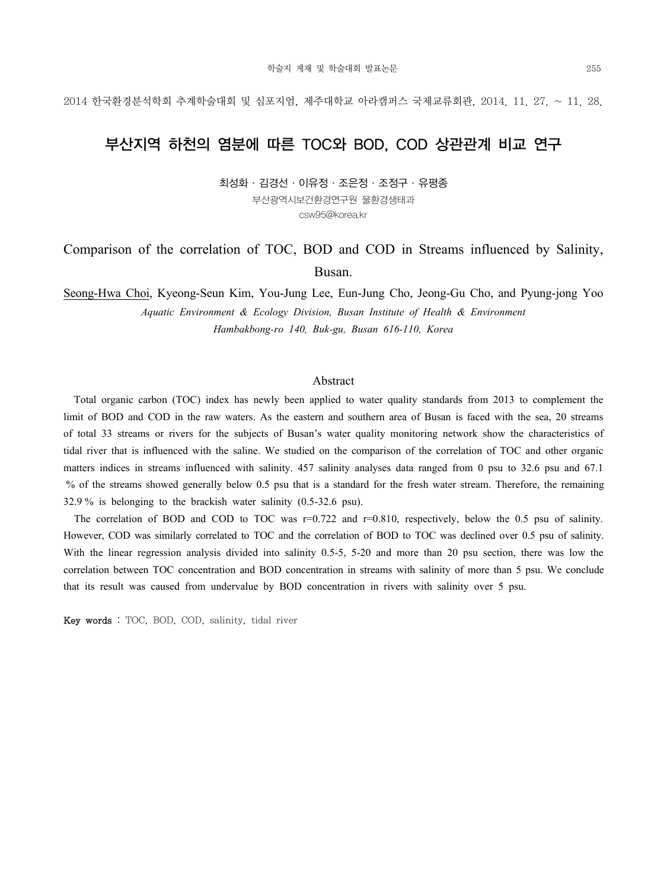2014 한국환경분석학회 추계학술대회 및 심포지엄, 제주대학교 아라캠퍼스 국제교류회관, 2014. 11. 27. ~ 11. 28.

# 부산지역 하천의 염분에 따른 TOC와 BOD, COD 상관관계 비교 연구

최성화 · 김경선 · 이유정 · 조은정 · 조정구 · 유평종

부산광역시보건환경연구원 물환경생태과

csw95@korea.kr

# Comparison of the correlation of TOC, BOD and COD in Streams influenced by Salinity, Busan.

Seong-Hwa Choi, Kyeong-Seun Kim, You-Jung Lee, Eun-Jung Cho, Jeong-Gu Cho, and Pyung-jong Yoo

*Aquatic Environment & Ecology Division, Busan Institute of Health & Environment*

*Hambakbong-ro 140, Buk-gu, Busan 616-110, Korea*

## Abstract

Total organic carbon (TOC) index has newly been applied to water quality standards from 2013 to complement the limit of BOD and COD in the raw waters. As the eastern and southern area of Busan is faced with the sea, 20 streams of total 33 streams or rivers for the subjects of Busan's water quality monitoring network show the characteristics of tidal river that is influenced with the saline. We studied on the comparison of the correlation of TOC and other organic matters indices in streams influenced with salinity. 457 salinity analyses data ranged from 0 psu to 32.6 psu and 67.1 % of the streams showed generally below 0.5 psu that is a standard for the fresh water stream. Therefore, the remaining 32.9 % is belonging to the brackish water salinity (0.5-32.6 psu).

The correlation of BOD and COD to TOC was r=0.722 and r=0.810, respectively, below the 0.5 psu of salinity. However, COD was similarly correlated to TOC and the correlation of BOD to TOC was declined over 0.5 psu of salinity. With the linear regression analysis divided into salinity 0.5-5, 5-20 and more than 20 psu section, there was low the correlation between TOC concentration and BOD concentration in streams with salinity of more than 5 psu. We conclude that its result was caused from undervalue by BOD concentration in rivers with salinity over 5 psu.

**Key words** : TOC, BOD, COD, salinity, tidal river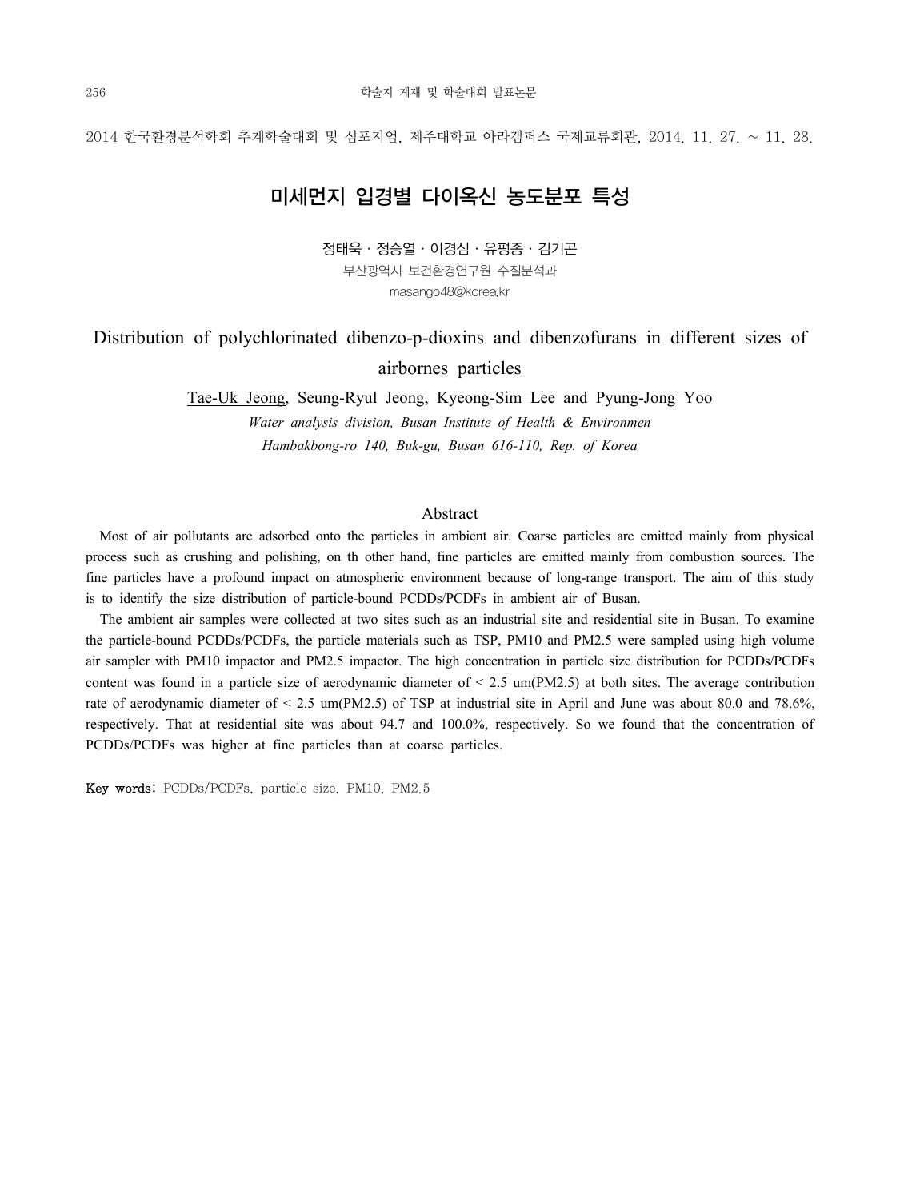2014 한국환경분석학회 추계학술대회 및 심포지엄, 제주대학교 아라캠퍼스 국제교류회관, 2014. 11. 27. ~ 11. 28.

# 미세먼지 입경별 다이옥신 농도분포 특성

정태욱 · 정승열 · 이경심 · 유평종 · 김기곤

부산광역시 보건환경연구원 수질분석과

masango48@korea.kr

# Distribution of polychlorinated dibenzo-p-dioxins and dibenzofurans in different sizes of airbornes particles

Tae-Uk Jeong, Seung-Ryul Jeong, Kyeong-Sim Lee and Pyung-Jong Yoo

*Water analysis division, Busan Institute of Health & Environmen*

*Hambakbong-ro 140, Buk-gu, Busan 616-110, Rep. of Korea*

## Abstract

Most of air pollutants are adsorbed onto the particles in ambient air. Coarse particles are emitted mainly from physical process such as crushing and polishing, on th other hand, fine particles are emitted mainly from combustion sources. The fine particles have a profound impact on atmospheric environment because of long-range transport. The aim of this study is to identify the size distribution of particle-bound PCDDs/PCDFs in ambient air of Busan.

The ambient air samples were collected at two sites such as an industrial site and residential site in Busan. To examine the particle-bound PCDDs/PCDFs, the particle materials such as TSP, PM10 and PM2.5 were sampled using high volume air sampler with PM10 impactor and PM2.5 impactor. The high concentration in particle size distribution for PCDDs/PCDFs content was found in a particle size of aerodynamic diameter of < 2.5 um(PM2.5) at both sites. The average contribution rate of aerodynamic diameter of < 2.5 um(PM2.5) of TSP at industrial site in April and June was about 80.0 and 78.6%, respectively. That at residential site was about 94.7 and 100.0%, respectively. So we found that the concentration of PCDDs/PCDFs was higher at fine particles than at coarse particles.

**Key words:** PCDDs/PCDFs, particle size, PM10, PM2.5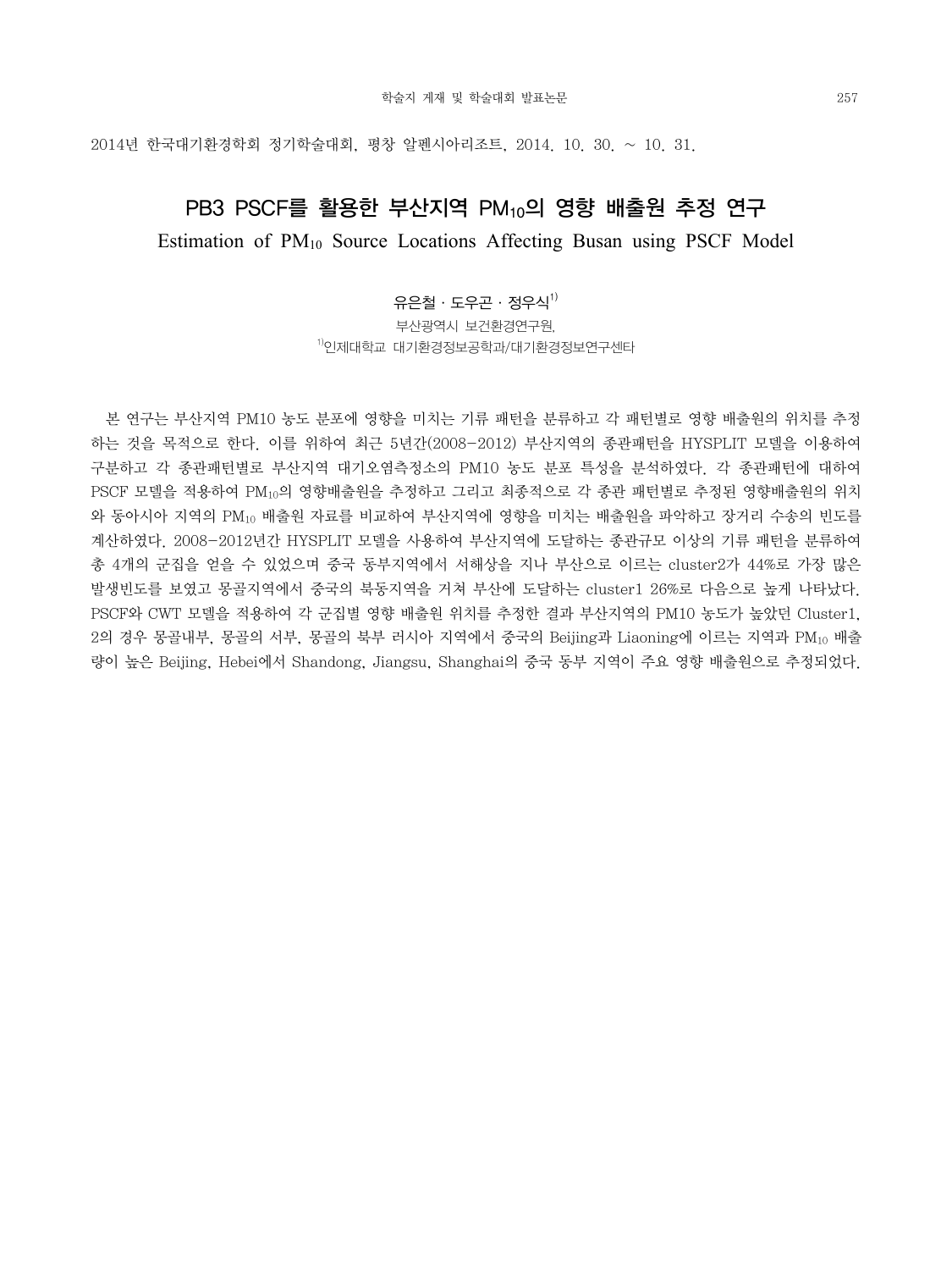2014년 한국대기환경학회 정기학술대회, 평창 알펜시아리조트, 2014. 10. 30. ~ 10. 31.

# PB3 PSCF를 활용한 부산지역 $PM_{10}$의 영향 배출원 추정 연구

## Estimation of $PM_{10}$ Source Locations Affecting Busan using PSCF Model

유은철 · 도우곤 · 정우식[1)]

부산광역시 보건환경연구원,

[1)]인제대학교 대기환경정보공학과/대기환경정보연구센타

본 연구는 부산지역 PM10 농도 분포에 영향을 미치는 기류 패턴을 분류하고 각 패턴별로 영향 배출원의 위치를 추정하는 것을 목적으로 한다. 이를 위하여 최근 5년간(2008-2012) 부산지역의 종관패턴을 HYSPLIT 모델을 이용하여 구분하고 각 종관패턴별로 부산지역 대기오염측정소의 PM10 농도 분포 특성을 분석하였다. 각 종관패턴에 대하여 PSCF 모델을 적용하여 $PM_{10}$의 영향배출원을 추정하고 그리고 최종적으로 각 종관 패턴별로 추정된 영향배출원의 위치와 동아시아 지역의 $PM_{10}$ 배출원 자료를 비교하여 부산지역에 영향을 미치는 배출원을 파악하고 장거리 수송의 빈도를 계산하였다. 2008-2012년간 HYSPLIT 모델을 사용하여 부산지역에 도달하는 종관규모 이상의 기류 패턴을 분류하여 총 4개의 군집을 얻을 수 있었으며 중국 동부지역에서 서해상을 지나 부산으로 이르는 cluster2가 44%로 가장 많은 발생빈도를 보였고 몽골지역에서 중국의 북동지역을 거쳐 부산에 도달하는 cluster1 26%로 다음으로 높게 나타났다. PSCF와 CWT 모델을 적용하여 각 군집별 영향 배출원 위치를 추정한 결과 부산지역의 PM10 농도가 높았던 Cluster1, 2의 경우 몽골내부, 몽골의 서부, 몽골의 북부 러시아 지역에서 중국의 Beijing과 Liaoning에 이르는 지역과 $PM_{10}$ 배출량이 높은 Beijing, Hebei에서 Shandong, Jiangsu, Shanghai의 중국 동부 지역이 주요 영향 배출원으로 추정되었다.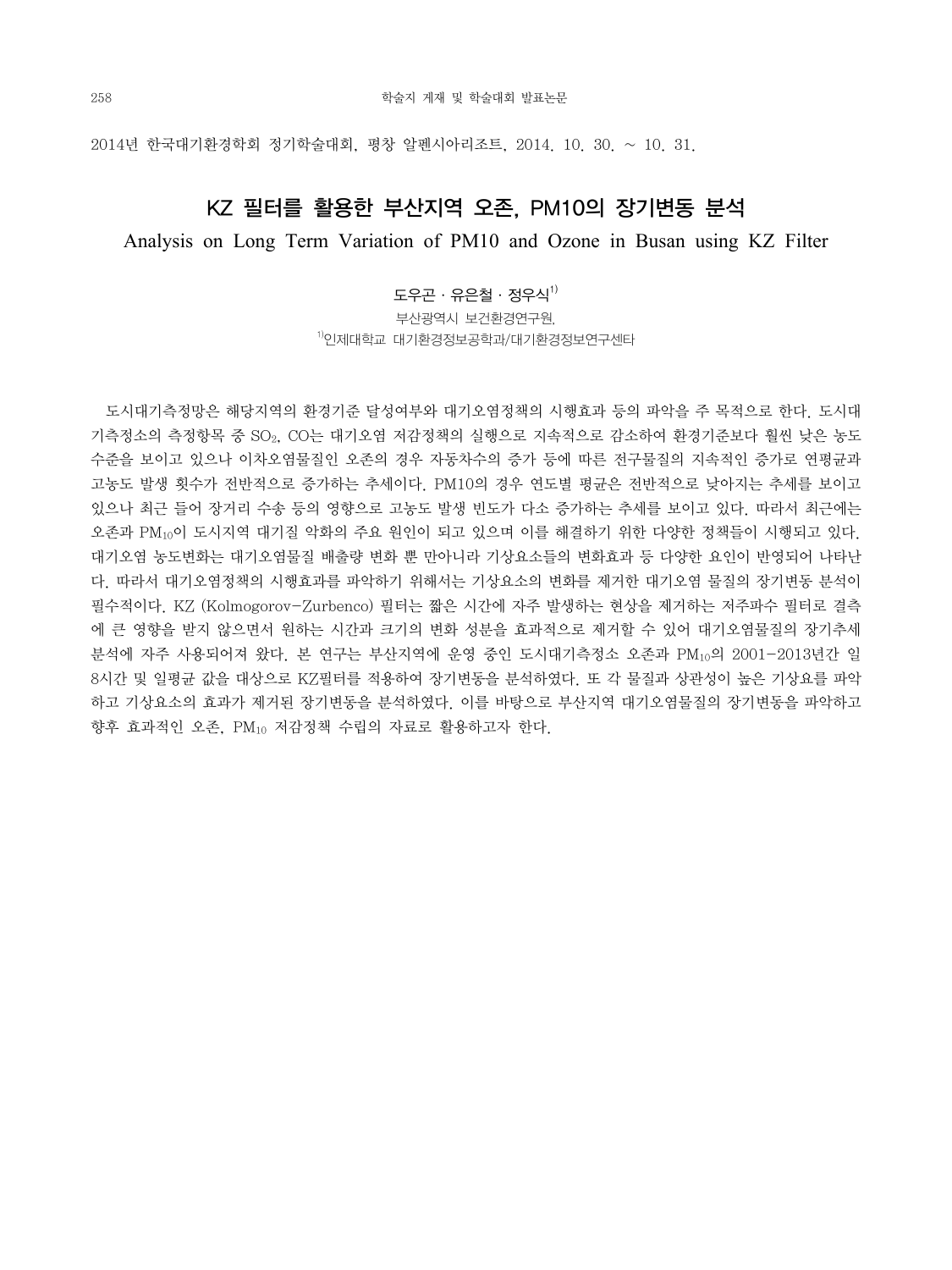2014년 한국대기환경학회 정기학술대회, 평창 알펜시아리조트, 2014. 10. 30. ~ 10. 31.

# KZ 필터를 활용한 부산지역 오존, PM10의 장기변동 분석

**Analysis on Long Term Variation of PM10 and Ozone in Busan using KZ Filter**

도우곤 · 유은철 · 정우식[1)]

부산광역시 보건환경연구원,
[1)]인제대학교 대기환경정보공학과/대기환경정보연구센타

도시대기측정망은 해당지역의 환경기준 달성여부와 대기오염정책의 시행효과 등의 파악을 주 목적으로 한다. 도시대기측정소의 측정항목 중 $SO_2$, CO는 대기오염 저감정책의 실행으로 지속적으로 감소하여 환경기준보다 훨씬 낮은 농도 수준을 보이고 있으나 이차오염물질인 오존의 경우 자동차수의 증가 등에 따른 전구물질의 지속적인 증가로 연평균과 고농도 발생 횟수가 전반적으로 증가하는 추세이다. PM10의 경우 연도별 평균은 전반적으로 낮아지는 추세를 보이고 있으나 최근 들어 장거리 수송 등의 영향으로 고농도 발생 빈도가 다소 증가하는 추세를 보이고 있다. 따라서 최근에는 오존과 $PM_{10}$이 도시지역 대기질 악화의 주요 원인이 되고 있으며 이를 해결하기 위한 다양한 정책들이 시행되고 있다. 대기오염 농도변화는 대기오염물질 배출량 변화 뿐 만아니라 기상요소들의 변화효과 등 다양한 요인이 반영되어 나타난다. 따라서 대기오염정책의 시행효과를 파악하기 위해서는 기상요소의 변화를 제거한 대기오염 물질의 장기변동 분석이 필수적이다. KZ (Kolmogorov-Zurbenco) 필터는 짧은 시간에 자주 발생하는 현상을 제거하는 저주파수 필터로 결측에 큰 영향을 받지 않으면서 원하는 시간과 크기의 변화 성분을 효과적으로 제거할 수 있어 대기오염물질의 장기추세 분석에 자주 사용되어져 왔다. 본 연구는 부산지역에 운영 중인 도시대기측정소 오존과 $PM_{10}$의 2001-2013년간 일 8시간 및 일평균 값을 대상으로 KZ필터를 적용하여 장기변동을 분석하였다. 또 각 물질과 상관성이 높은 기상요를 파악하고 기상요소의 효과가 제거된 장기변동을 분석하였다. 이를 바탕으로 부산지역 대기오염물질의 장기변동을 파악하고 향후 효과적인 오존, $PM_{10}$ 저감정책 수립의 자료로 활용하고자 한다.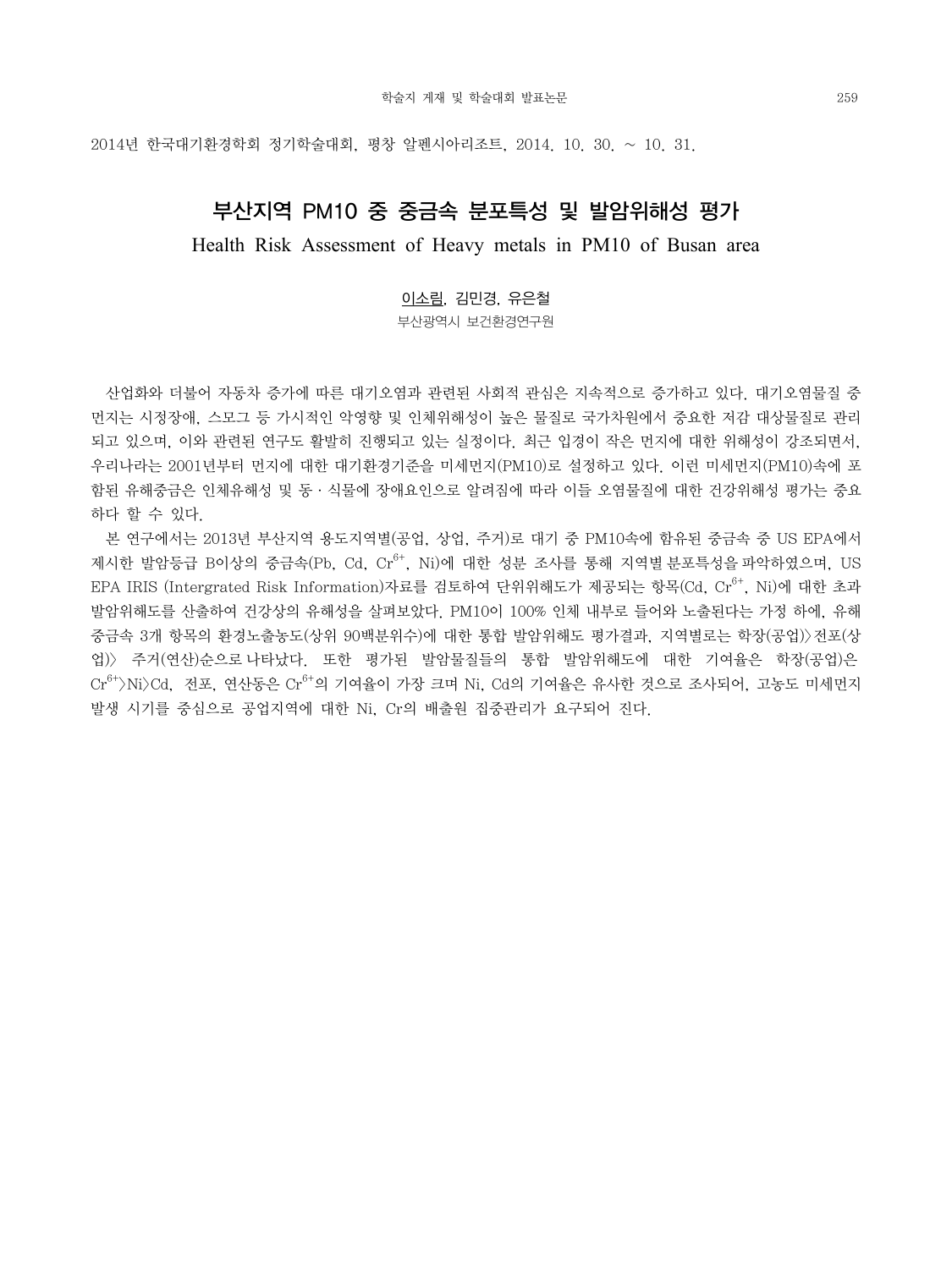2014년 한국대기환경학회 정기학술대회, 평창 알펜시아리조트, 2014. 10. 30. ~ 10. 31.

# 부산지역 PM10 중 중금속 분포특성 및 발암위해성 평가

## Health Risk Assessment of Heavy metals in PM10 of Busan area

이소림, 김민경, 유은철

부산광역시 보건환경연구원

산업화와 더불어 자동차 증가에 따른 대기오염과 관련된 사회적 관심은 지속적으로 증가하고 있다. 대기오염물질 중 먼지는 시정장애, 스모그 등 가시적인 악영향 및 인체위해성이 높은 물질로 국가차원에서 중요한 저감 대상물질로 관리되고 있으며, 이와 관련된 연구도 활발히 진행되고 있는 실정이다. 최근 입경이 작은 먼지에 대한 위해성이 강조되면서, 우리나라는 2001년부터 먼지에 대한 대기환경기준을 미세먼지(PM10)로 설정하고 있다. 이런 미세먼지(PM10)속에 포함된 유해중금은 인체유해성 및 동 · 식물에 장애요인으로 알려짐에 따라 이들 오염물질에 대한 건강위해성 평가는 중요하다 할 수 있다.

본 연구에서는 2013년 부산지역 용도지역별(공업, 상업, 주거)로 대기 중 PM10속에 함유된 중금속 중 US EPA에서 제시한 발암등급 B이상의 중금속(Pb, Cd, $Cr^{6+}$, Ni)에 대한 성분 조사를 통해 지역별 분포특성을 파악하였으며, US EPA IRIS (Intergrated Risk Information)자료를 검토하여 단위위해도가 제공되는 항목(Cd, $Cr^{6+}$, Ni)에 대한 초과발암위해도를 산출하여 건강상의 유해성을 살펴보았다. PM10이 100% 인체 내부로 들어와 노출된다는 가정 하에, 유해중금속 3개 항목의 환경노출농도(상위 90백분위수)에 대한 통합 발암위해도 평가결과, 지역별로는 학장(공업)〉전포(상업)〉 주거(연산)순으로 나타났다. 또한 평가된 발암물질들의 통합 발암위해도에 대한 기여율은 학장(공업)은 $Cr^{6+}$〉Ni〉Cd, 전포, 연산동은 $Cr^{6+}$의 기여율이 가장 크며 Ni, Cd의 기여율은 유사한 것으로 조사되어, 고농도 미세먼지 발생 시기를 중심으로 공업지역에 대한 Ni, Cr의 배출원 집중관리가 요구되어 진다.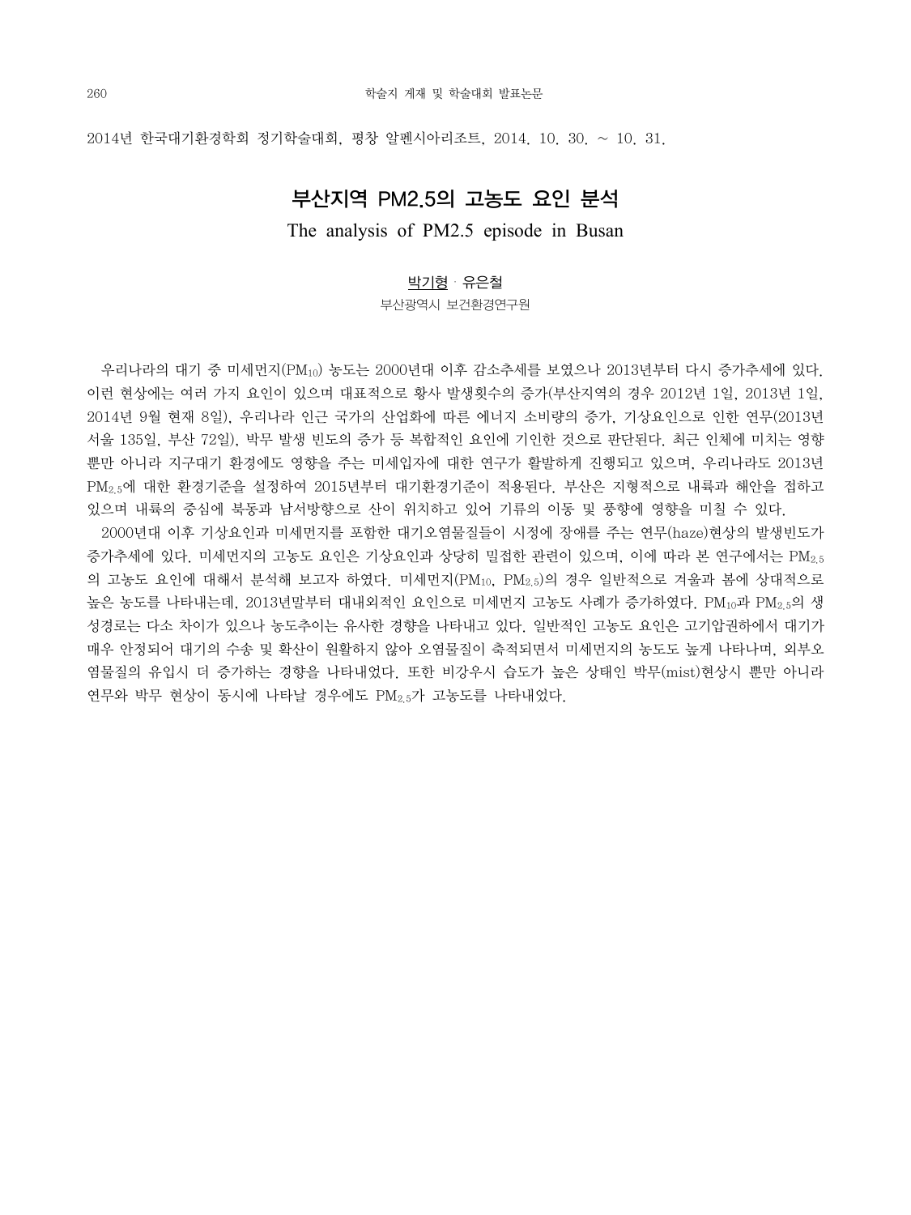2014년 한국대기환경학회 정기학술대회, 평창 알펜시아리조트, 2014. 10. 30. ~ 10. 31.

# 부산지역 PM2.5의 고농도 요인 분석

## The analysis of PM2.5 episode in Busan

<u>박기형</u> · 유은철

부산광역시 보건환경연구원

우리나라의 대기 중 미세먼지($PM_{10}$) 농도는 2000년대 이후 감소추세를 보였으나 2013년부터 다시 증가추세에 있다. 이런 현상에는 여러 가지 요인이 있으며 대표적으로 황사 발생횟수의 증가(부산지역의 경우 2012년 1일, 2013년 1일, 2014년 9월 현재 8일), 우리나라 인근 국가의 산업화에 따른 에너지 소비량의 증가, 기상요인으로 인한 연무(2013년 서울 135일, 부산 72일), 박무 발생 빈도의 증가 등 복합적인 요인에 기인한 것으로 판단된다. 최근 인체에 미치는 영향 뿐만 아니라 지구대기 환경에도 영향을 주는 미세입자에 대한 연구가 활발하게 진행되고 있으며, 우리나라도 2013년 $PM_{2.5}$에 대한 환경기준을 설정하여 2015년부터 대기환경기준이 적용된다. 부산은 지형적으로 내륙과 해안을 접하고 있으며 내륙의 중심에 북동과 남서방향으로 산이 위치하고 있어 기류의 이동 및 풍향에 영향을 미칠 수 있다.

2000년대 이후 기상요인과 미세먼지를 포함한 대기오염물질들이 시정에 장애를 주는 연무(haze)현상의 발생빈도가 증가추세에 있다. 미세먼지의 고농도 요인은 기상요인과 상당히 밀접한 관련이 있으며, 이에 따라 본 연구에서는 $PM_{2.5}$의 고농도 요인에 대해서 분석해 보고자 하였다. 미세먼지($PM_{10}$, $PM_{2.5}$)의 경우 일반적으로 겨울과 봄에 상대적으로 높은 농도를 나타내는데, 2013년말부터 대내외적인 요인으로 미세먼지 고농도 사례가 증가하였다. $PM_{10}$과 $PM_{2.5}$의 생성경로는 다소 차이가 있으나 농도추이는 유사한 경향을 나타내고 있다. 일반적인 고농도 요인은 고기압권하에서 대기가 매우 안정되어 대기의 수송 및 확산이 원활하지 않아 오염물질이 축적되면서 미세먼지의 농도도 높게 나타나며, 외부오염물질의 유입시 더 증가하는 경향을 나타내었다. 또한 비강우시 습도가 높은 상태인 박무(mist)현상시 뿐만 아니라 연무와 박무 현상이 동시에 나타날 경우에도 $PM_{2.5}$가 고농도를 나타내었다.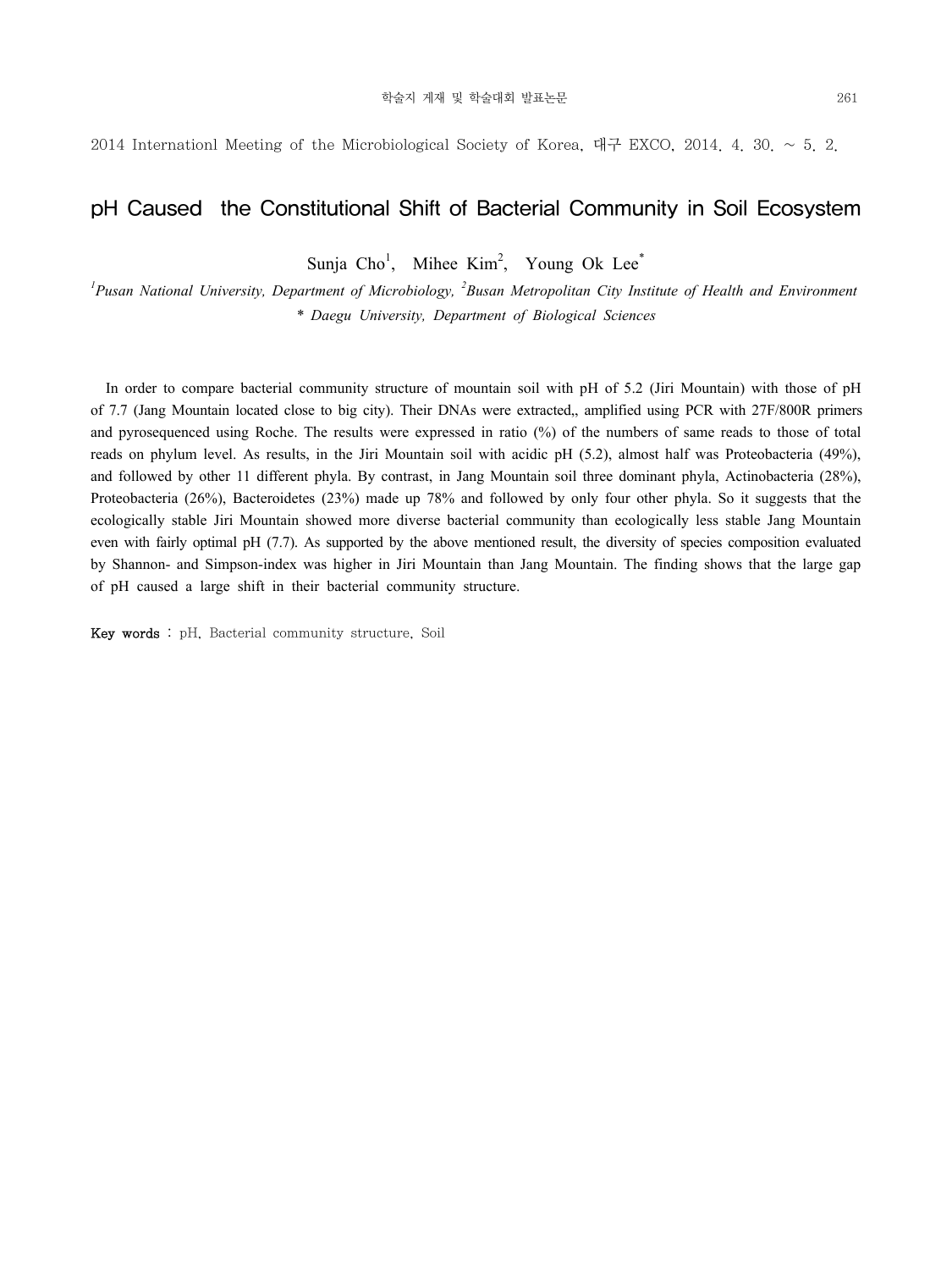2014 Internationl Meeting of the Microbiological Society of Korea, 대구 EXCO, 2014. 4. 30. ~ 5. 2.

# pH Caused the Constitutional Shift of Bacterial Community in Soil Ecosystem

Sunja Cho[1], Mihee Kim[2], Young Ok Lee[*]

*[1]Pusan National University, Department of Microbiology, [2]Busan Metropolitan City Institute of Health and Environment*
*[*] Daegu University, Department of Biological Sciences*

In order to compare bacterial community structure of mountain soil with pH of 5.2 (Jiri Mountain) with those of pH of 7.7 (Jang Mountain located close to big city). Their DNAs were extracted,, amplified using PCR with 27F/800R primers and pyrosequenced using Roche. The results were expressed in ratio (%) of the numbers of same reads to those of total reads on phylum level. As results, in the Jiri Mountain soil with acidic pH (5.2), almost half was Proteobacteria (49%), and followed by other 11 different phyla. By contrast, in Jang Mountain soil three dominant phyla, Actinobacteria (28%), Proteobacteria (26%), Bacteroidetes (23%) made up 78% and followed by only four other phyla. So it suggests that the ecologically stable Jiri Mountain showed more diverse bacterial community than ecologically less stable Jang Mountain even with fairly optimal pH (7.7). As supported by the above mentioned result, the diversity of species composition evaluated by Shannon- and Simpson-index was higher in Jiri Mountain than Jang Mountain. The finding shows that the large gap of pH caused a large shift in their bacterial community structure.

**Key words** : pH, Bacterial community structure, Soil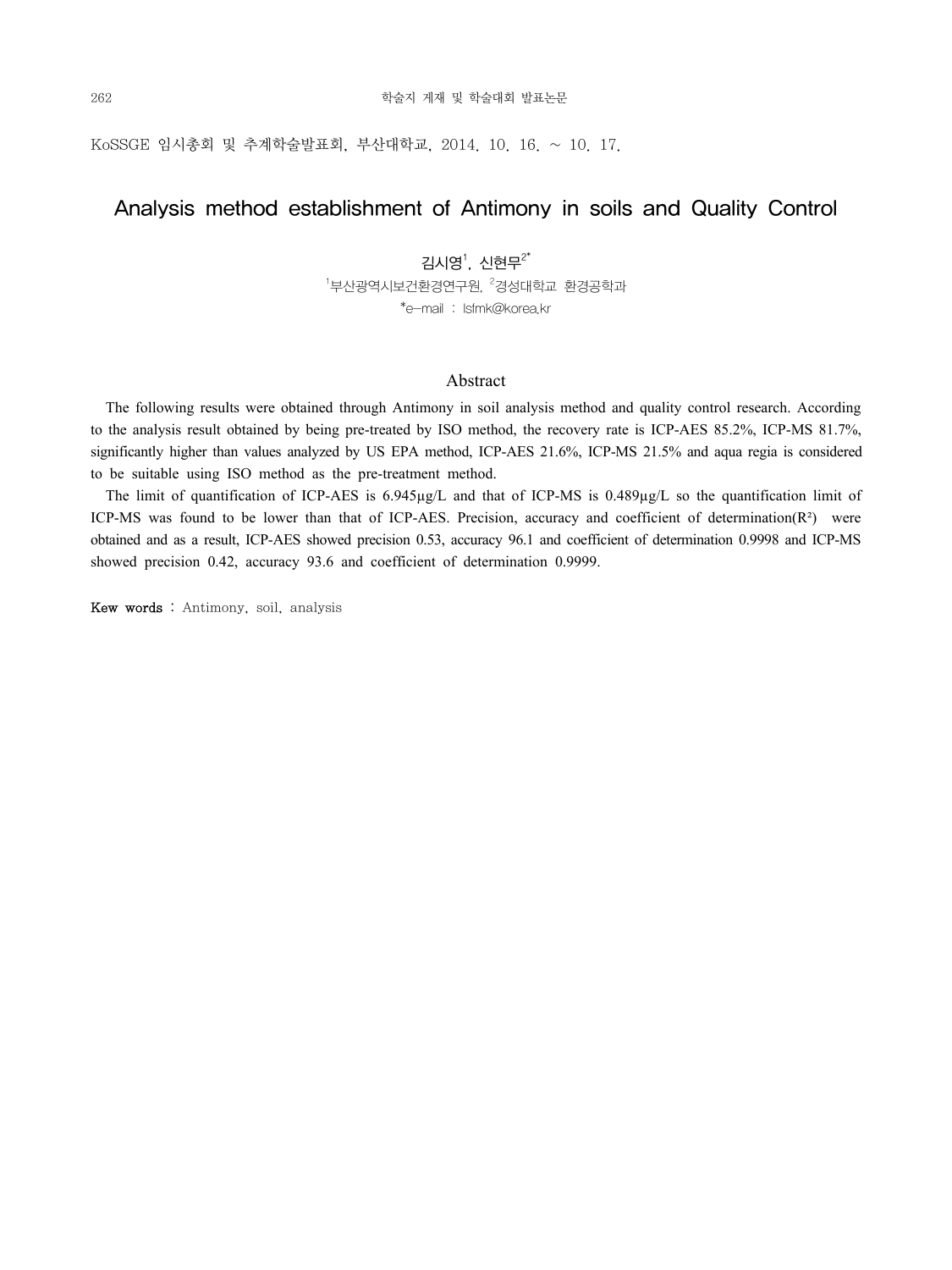KoSSGE 임시총회 및 추계학술발표회, 부산대학교, 2014. 10. 16. ~ 10. 17.

# Analysis method establishment of Antimony in soils and Quality Control

김시영[1], 신현무[2*]

[1]부산광역시보건환경연구원, [2]경성대학교 환경공학과

*e-mail : lsfmk@korea.kr

## Abstract

The following results were obtained through Antimony in soil analysis method and quality control research. According to the analysis result obtained by being pre-treated by ISO method, the recovery rate is ICP-AES 85.2%, ICP-MS 81.7%, significantly higher than values analyzed by US EPA method, ICP-AES 21.6%, ICP-MS 21.5% and aqua regia is considered to be suitable using ISO method as the pre-treatment method.

The limit of quantification of ICP-AES is 6.945μg/L and that of ICP-MS is 0.489μg/L so the quantification limit of ICP-MS was found to be lower than that of ICP-AES. Precision, accuracy and coefficient of determination($R^2$) were obtained and as a result, ICP-AES showed precision 0.53, accuracy 96.1 and coefficient of determination 0.9998 and ICP-MS showed precision 0.42, accuracy 93.6 and coefficient of determination 0.9999.

**Kew words** : Antimony, soil, analysis